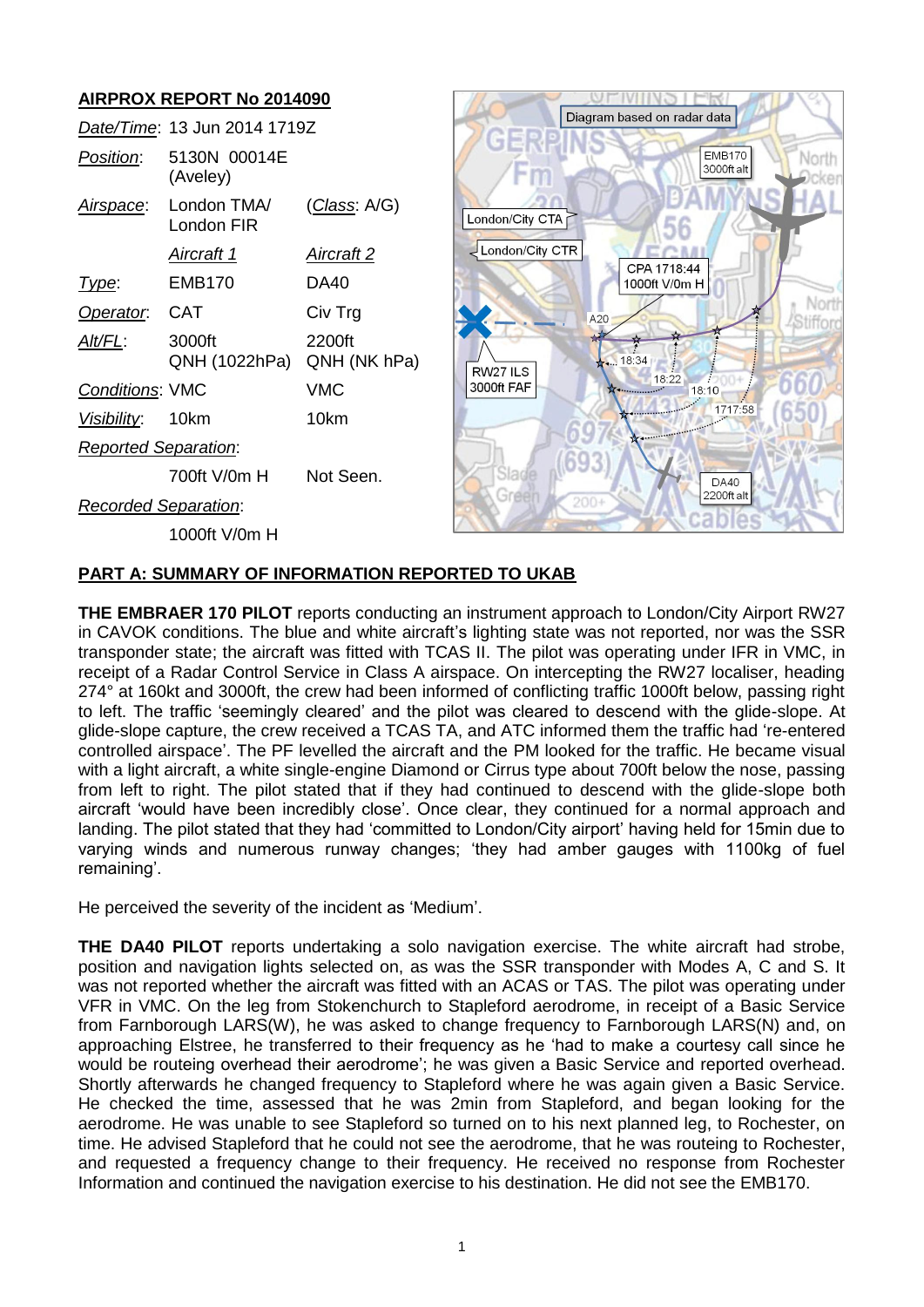## AIRPROX REPORT No 2014090

| | | |
|---|---|---|
| *Date/Time*: | 13 Jun 2014 1719Z | |
| *Position*: | 5130N 00014E (Aveley) | |
| *Airspace*: | London TMA/ London FIR | (*Class*: A/G) |
| | *Aircraft 1* | *Aircraft 2* |
| *Type*: | EMB170 | DA40 |
| *Operator*: | CAT | Civ Trg |
| *Alt/FL*: | 3000ft QNH (1022hPa) | 2200ft QNH (NK hPa) |
| *Conditions*: | VMC | VMC |
| *Visibility*: | 10km | 10km |
| *Reported Separation*: | | |
| | 700ft V/0m H | Not Seen. |
| *Recorded Separation*: | | |
| | 1000ft V/0m H | |

## PART A: SUMMARY OF INFORMATION REPORTED TO UKAB

**THE EMBRAER 170 PILOT** reports conducting an instrument approach to London/City Airport RW27 in CAVOK conditions. The blue and white aircraft's lighting state was not reported, nor was the SSR transponder state; the aircraft was fitted with TCAS II. The pilot was operating under IFR in VMC, in receipt of a Radar Control Service in Class A airspace. On intercepting the RW27 localiser, heading 274° at 160kt and 3000ft, the crew had been informed of conflicting traffic 1000ft below, passing right to left. The traffic 'seemingly cleared' and the pilot was cleared to descend with the glide-slope. At glide-slope capture, the crew received a TCAS TA, and ATC informed them the traffic had 're-entered controlled airspace'. The PF levelled the aircraft and the PM looked for the traffic. He became visual with a light aircraft, a white single-engine Diamond or Cirrus type about 700ft below the nose, passing from left to right. The pilot stated that if they had continued to descend with the glide-slope both aircraft 'would have been incredibly close'. Once clear, they continued for a normal approach and landing. The pilot stated that they had 'committed to London/City airport' having held for 15min due to varying winds and numerous runway changes; 'they had amber gauges with 1100kg of fuel remaining'.

He perceived the severity of the incident as 'Medium'.

**THE DA40 PILOT** reports undertaking a solo navigation exercise. The white aircraft had strobe, position and navigation lights selected on, as was the SSR transponder with Modes A, C and S. It was not reported whether the aircraft was fitted with an ACAS or TAS. The pilot was operating under VFR in VMC. On the leg from Stokenchurch to Stapleford aerodrome, in receipt of a Basic Service from Farnborough LARS(W), he was asked to change frequency to Farnborough LARS(N) and, on approaching Elstree, he transferred to their frequency as he 'had to make a courtesy call since he would be routeing overhead their aerodrome'; he was given a Basic Service and reported overhead. Shortly afterwards he changed frequency to Stapleford where he was again given a Basic Service. He checked the time, assessed that he was 2min from Stapleford, and began looking for the aerodrome. He was unable to see Stapleford so turned on to his next planned leg, to Rochester, on time. He advised Stapleford that he could not see the aerodrome, that he was routeing to Rochester, and requested a frequency change to their frequency. He received no response from Rochester Information and continued the navigation exercise to his destination. He did not see the EMB170.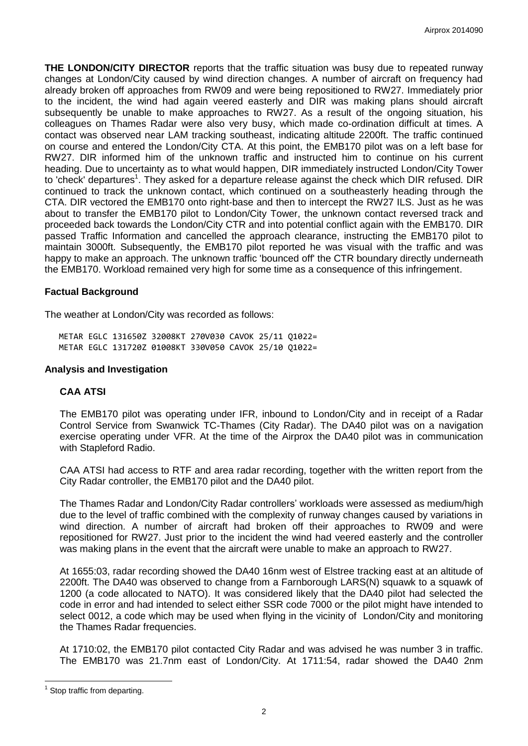**THE LONDON/CITY DIRECTOR** reports that the traffic situation was busy due to repeated runway changes at London/City caused by wind direction changes. A number of aircraft on frequency had already broken off approaches from RW09 and were being repositioned to RW27. Immediately prior to the incident, the wind had again veered easterly and DIR was making plans should aircraft subsequently be unable to make approaches to RW27. As a result of the ongoing situation, his colleagues on Thames Radar were also very busy, which made co-ordination difficult at times. A contact was observed near LAM tracking southeast, indicating altitude 2200ft. The traffic continued on course and entered the London/City CTA. At this point, the EMB170 pilot was on a left base for RW27. DIR informed him of the unknown traffic and instructed him to continue on his current heading. Due to uncertainty as to what would happen, DIR immediately instructed London/City Tower to 'check' departures[1]. They asked for a departure release against the check which DIR refused. DIR continued to track the unknown contact, which continued on a southeasterly heading through the CTA. DIR vectored the EMB170 onto right-base and then to intercept the RW27 ILS. Just as he was about to transfer the EMB170 pilot to London/City Tower, the unknown contact reversed track and proceeded back towards the London/City CTR and into potential conflict again with the EMB170. DIR passed Traffic Information and cancelled the approach clearance, instructing the EMB170 pilot to maintain 3000ft. Subsequently, the EMB170 pilot reported he was visual with the traffic and was happy to make an approach. The unknown traffic 'bounced off' the CTR boundary directly underneath the EMB170. Workload remained very high for some time as a consequence of this infringement.

## Factual Background

The weather at London/City was recorded as follows:

```
METAR EGLC 131650Z 32008KT 270V030 CAVOK 25/11 Q1022=
METAR EGLC 131720Z 01008KT 330V050 CAVOK 25/10 Q1022=
```

## Analysis and Investigation

### CAA ATSI

The EMB170 pilot was operating under IFR, inbound to London/City and in receipt of a Radar Control Service from Swanwick TC-Thames (City Radar). The DA40 pilot was on a navigation exercise operating under VFR. At the time of the Airprox the DA40 pilot was in communication with Stapleford Radio.

CAA ATSI had access to RTF and area radar recording, together with the written report from the City Radar controller, the EMB170 pilot and the DA40 pilot.

The Thames Radar and London/City Radar controllers' workloads were assessed as medium/high due to the level of traffic combined with the complexity of runway changes caused by variations in wind direction. A number of aircraft had broken off their approaches to RW09 and were repositioned for RW27. Just prior to the incident the wind had veered easterly and the controller was making plans in the event that the aircraft were unable to make an approach to RW27.

At 1655:03, radar recording showed the DA40 16nm west of Elstree tracking east at an altitude of 2200ft. The DA40 was observed to change from a Farnborough LARS(N) squawk to a squawk of 1200 (a code allocated to NATO). It was considered likely that the DA40 pilot had selected the code in error and had intended to select either SSR code 7000 or the pilot might have intended to select 0012, a code which may be used when flying in the vicinity of London/City and monitoring the Thames Radar frequencies.

At 1710:02, the EMB170 pilot contacted City Radar and was advised he was number 3 in traffic. The EMB170 was 21.7nm east of London/City. At 1711:54, radar showed the DA40 2nm

[1] Stop traffic from departing.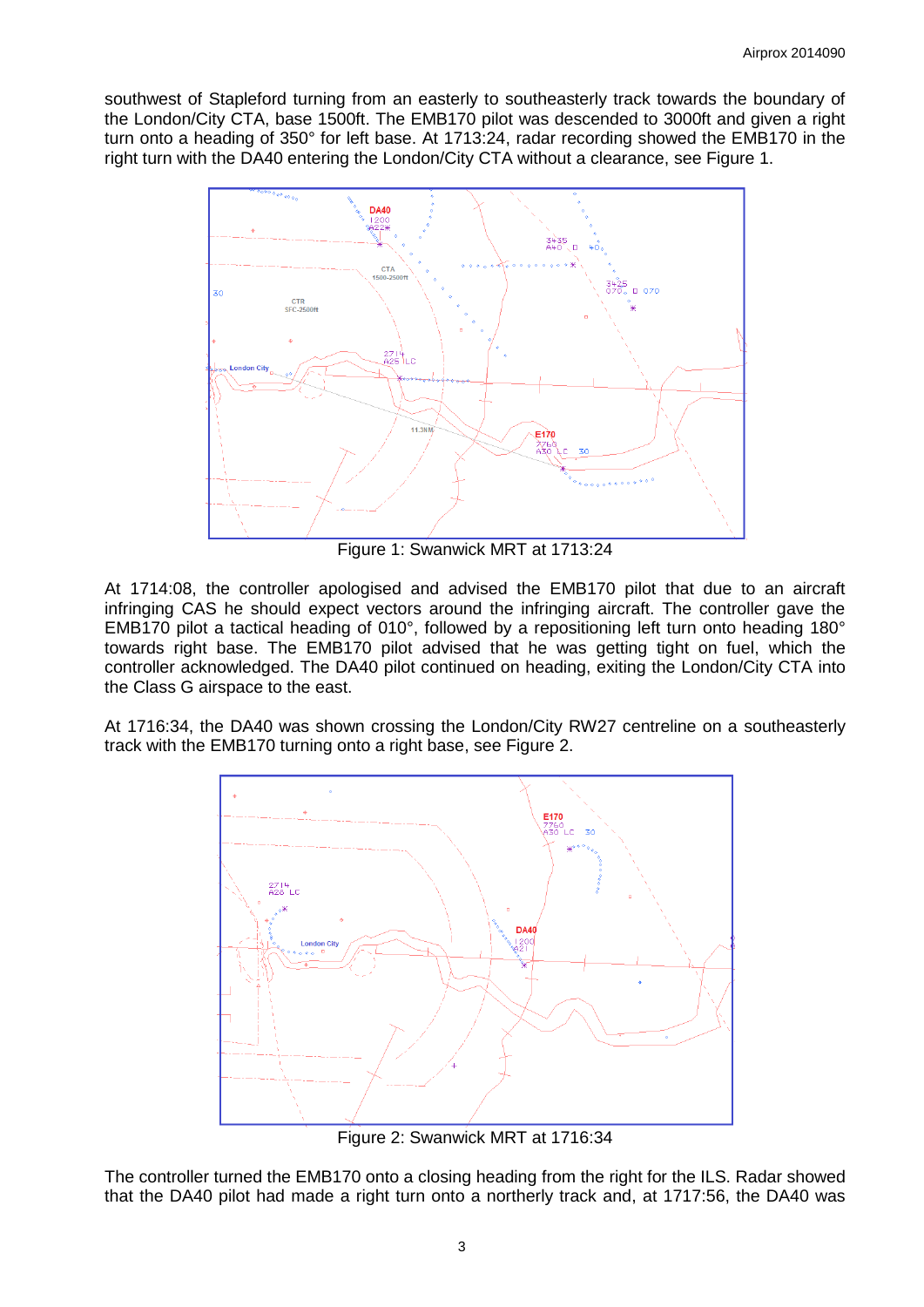southwest of Stapleford turning from an easterly to southeasterly track towards the boundary of the London/City CTA, base 1500ft. The EMB170 pilot was descended to 3000ft and given a right turn onto a heading of 350° for left base. At 1713:24, radar recording showed the EMB170 in the right turn with the DA40 entering the London/City CTA without a clearance, see Figure 1.

Figure 1: Swanwick MRT at 1713:24

At 1714:08, the controller apologised and advised the EMB170 pilot that due to an aircraft infringing CAS he should expect vectors around the infringing aircraft. The controller gave the EMB170 pilot a tactical heading of 010°, followed by a repositioning left turn onto heading 180° towards right base. The EMB170 pilot advised that he was getting tight on fuel, which the controller acknowledged. The DA40 pilot continued on heading, exiting the London/City CTA into the Class G airspace to the east.

At 1716:34, the DA40 was shown crossing the London/City RW27 centreline on a southeasterly track with the EMB170 turning onto a right base, see Figure 2.

Figure 2: Swanwick MRT at 1716:34

The controller turned the EMB170 onto a closing heading from the right for the ILS. Radar showed that the DA40 pilot had made a right turn onto a northerly track and, at 1717:56, the DA40 was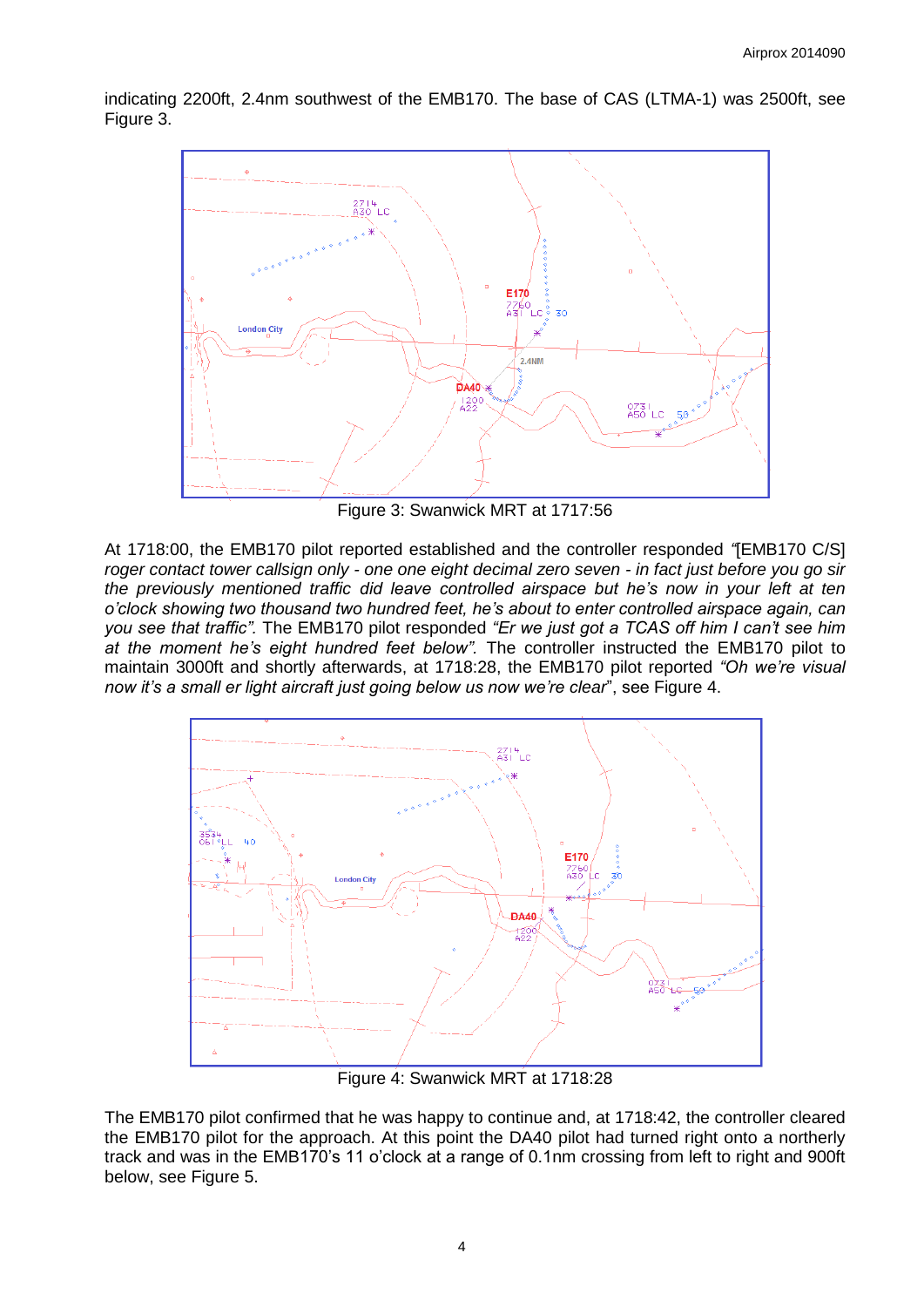indicating 2200ft, 2.4nm southwest of the EMB170. The base of CAS (LTMA-1) was 2500ft, see Figure 3.

Figure 3: Swanwick MRT at 1717:56

At 1718:00, the EMB170 pilot reported established and the controller responded *"[EMB170 C/S] roger contact tower callsign only - one one eight decimal zero seven - in fact just before you go sir the previously mentioned traffic did leave controlled airspace but he's now in your left at ten o'clock showing two thousand two hundred feet, he's about to enter controlled airspace again, can you see that traffic"*. The EMB170 pilot responded *"Er we just got a TCAS off him I can't see him at the moment he's eight hundred feet below"*. The controller instructed the EMB170 pilot to maintain 3000ft and shortly afterwards, at 1718:28, the EMB170 pilot reported *"Oh we're visual now it's a small er light aircraft just going below us now we're clear"*, see Figure 4.

Figure 4: Swanwick MRT at 1718:28

The EMB170 pilot confirmed that he was happy to continue and, at 1718:42, the controller cleared the EMB170 pilot for the approach. At this point the DA40 pilot had turned right onto a northerly track and was in the EMB170's 11 o'clock at a range of 0.1nm crossing from left to right and 900ft below, see Figure 5.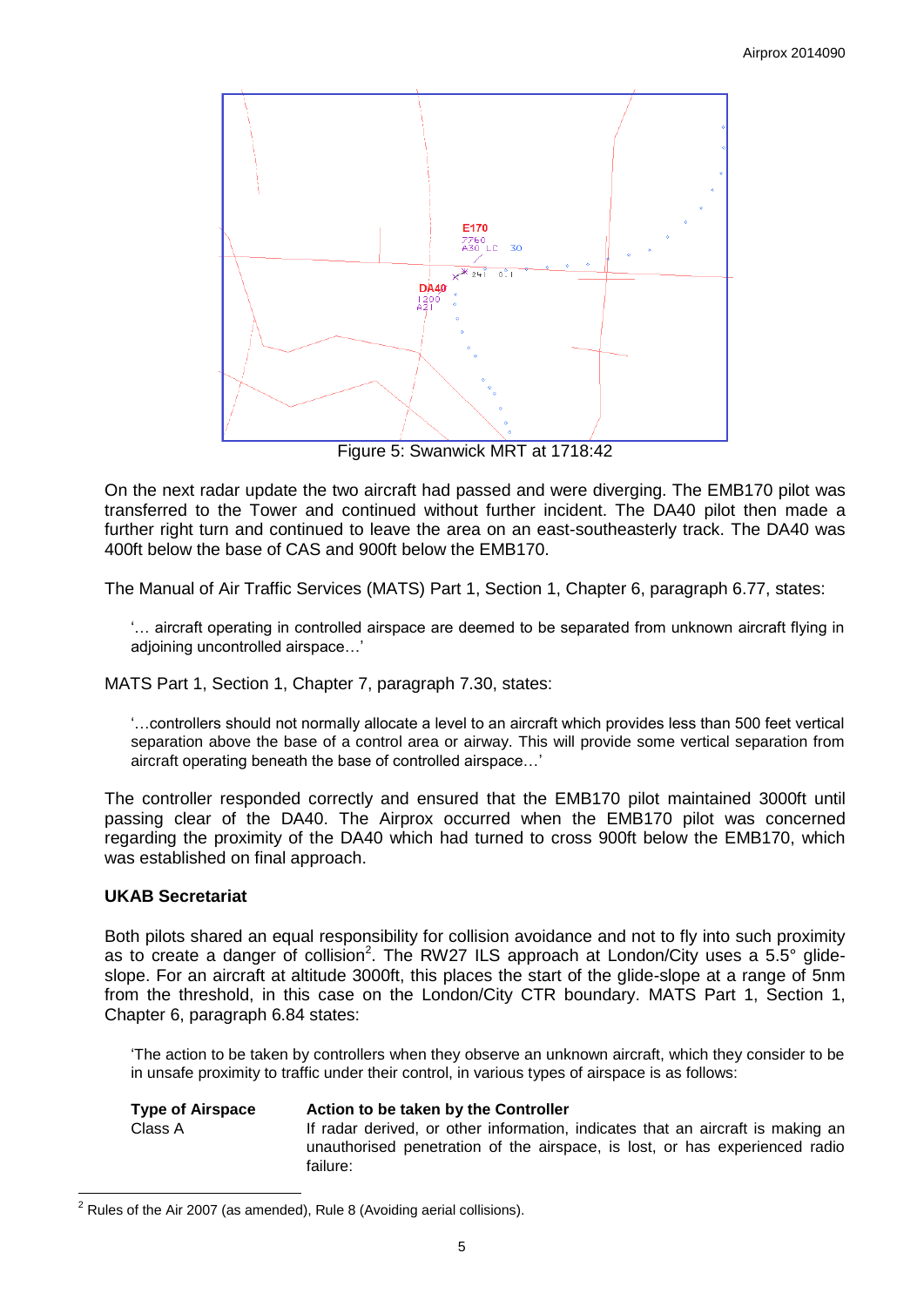Figure 5: Swanwick MRT at 1718:42

On the next radar update the two aircraft had passed and were diverging. The EMB170 pilot was transferred to the Tower and continued without further incident. The DA40 pilot then made a further right turn and continued to leave the area on an east-southeasterly track. The DA40 was 400ft below the base of CAS and 900ft below the EMB170.

The Manual of Air Traffic Services (MATS) Part 1, Section 1, Chapter 6, paragraph 6.77, states:

> '… aircraft operating in controlled airspace are deemed to be separated from unknown aircraft flying in adjoining uncontrolled airspace…'

MATS Part 1, Section 1, Chapter 7, paragraph 7.30, states:

> '…controllers should not normally allocate a level to an aircraft which provides less than 500 feet vertical separation above the base of a control area or airway. This will provide some vertical separation from aircraft operating beneath the base of controlled airspace…'

The controller responded correctly and ensured that the EMB170 pilot maintained 3000ft until passing clear of the DA40. The Airprox occurred when the EMB170 pilot was concerned regarding the proximity of the DA40 which had turned to cross 900ft below the EMB170, which was established on final approach.

### UKAB Secretariat

Both pilots shared an equal responsibility for collision avoidance and not to fly into such proximity as to create a danger of collision[2]. The RW27 ILS approach at London/City uses a 5.5° glide-slope. For an aircraft at altitude 3000ft, this places the start of the glide-slope at a range of 5nm from the threshold, in this case on the London/City CTR boundary. MATS Part 1, Section 1, Chapter 6, paragraph 6.84 states:

> 'The action to be taken by controllers when they observe an unknown aircraft, which they consider to be in unsafe proximity to traffic under their control, in various types of airspace is as follows:

| Type of Airspace | Action to be taken by the Controller |
|---|---|
| Class A | If radar derived, or other information, indicates that an aircraft is making an unauthorised penetration of the airspace, is lost, or has experienced radio failure: |

[2] Rules of the Air 2007 (as amended), Rule 8 (Avoiding aerial collisions).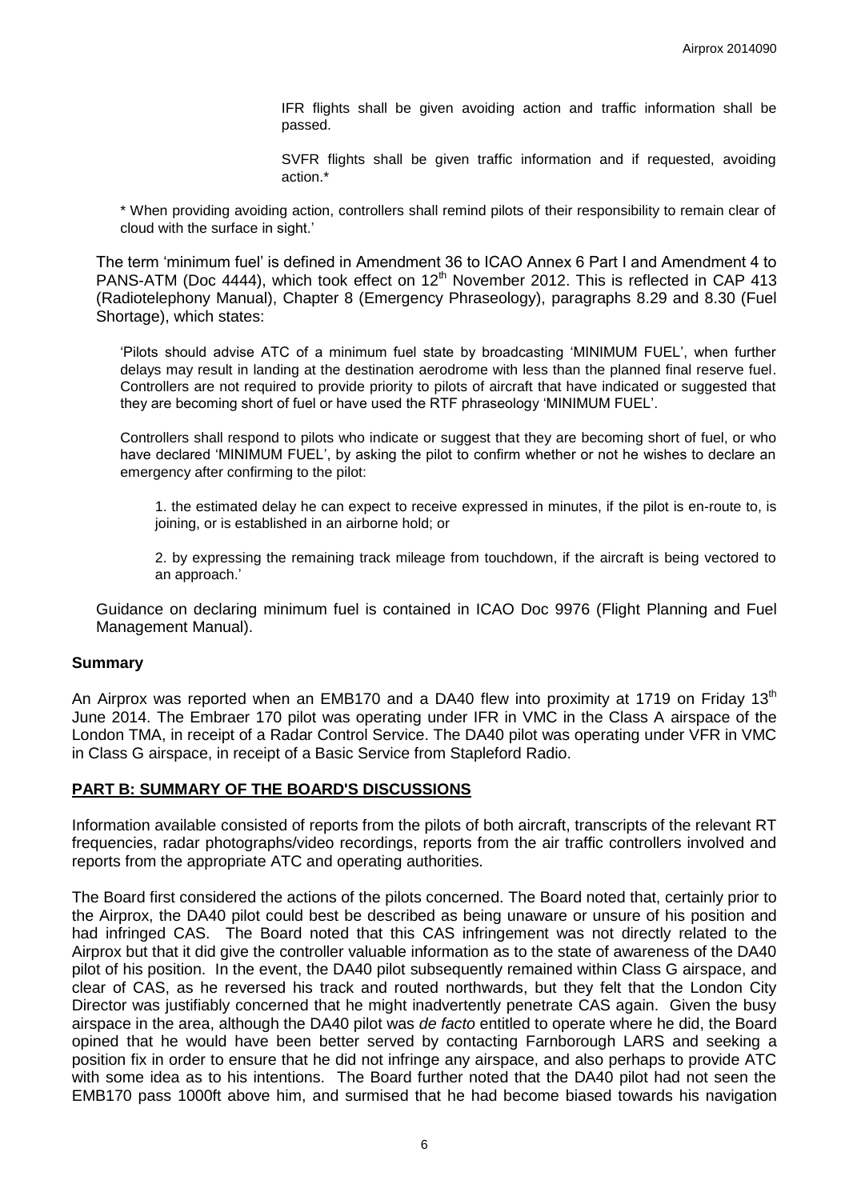IFR flights shall be given avoiding action and traffic information shall be passed.

SVFR flights shall be given traffic information and if requested, avoiding action.*

* When providing avoiding action, controllers shall remind pilots of their responsibility to remain clear of cloud with the surface in sight.'

The term 'minimum fuel' is defined in Amendment 36 to ICAO Annex 6 Part I and Amendment 4 to PANS-ATM (Doc 4444), which took effect on 12th November 2012. This is reflected in CAP 413 (Radiotelephony Manual), Chapter 8 (Emergency Phraseology), paragraphs 8.29 and 8.30 (Fuel Shortage), which states:

'Pilots should advise ATC of a minimum fuel state by broadcasting 'MINIMUM FUEL', when further delays may result in landing at the destination aerodrome with less than the planned final reserve fuel. Controllers are not required to provide priority to pilots of aircraft that have indicated or suggested that they are becoming short of fuel or have used the RTF phraseology 'MINIMUM FUEL'.

Controllers shall respond to pilots who indicate or suggest that they are becoming short of fuel, or who have declared 'MINIMUM FUEL', by asking the pilot to confirm whether or not he wishes to declare an emergency after confirming to the pilot:

1. the estimated delay he can expect to receive expressed in minutes, if the pilot is en-route to, is joining, or is established in an airborne hold; or

2. by expressing the remaining track mileage from touchdown, if the aircraft is being vectored to an approach.'

Guidance on declaring minimum fuel is contained in ICAO Doc 9976 (Flight Planning and Fuel Management Manual).

## Summary

An Airprox was reported when an EMB170 and a DA40 flew into proximity at 1719 on Friday 13th June 2014. The Embraer 170 pilot was operating under IFR in VMC in the Class A airspace of the London TMA, in receipt of a Radar Control Service. The DA40 pilot was operating under VFR in VMC in Class G airspace, in receipt of a Basic Service from Stapleford Radio.

## PART B: SUMMARY OF THE BOARD'S DISCUSSIONS

Information available consisted of reports from the pilots of both aircraft, transcripts of the relevant RT frequencies, radar photographs/video recordings, reports from the air traffic controllers involved and reports from the appropriate ATC and operating authorities.

The Board first considered the actions of the pilots concerned. The Board noted that, certainly prior to the Airprox, the DA40 pilot could best be described as being unaware or unsure of his position and had infringed CAS. The Board noted that this CAS infringement was not directly related to the Airprox but that it did give the controller valuable information as to the state of awareness of the DA40 pilot of his position. In the event, the DA40 pilot subsequently remained within Class G airspace, and clear of CAS, as he reversed his track and routed northwards, but they felt that the London City Director was justifiably concerned that he might inadvertently penetrate CAS again. Given the busy airspace in the area, although the DA40 pilot was *de facto* entitled to operate where he did, the Board opined that he would have been better served by contacting Farnborough LARS and seeking a position fix in order to ensure that he did not infringe any airspace, and also perhaps to provide ATC with some idea as to his intentions. The Board further noted that the DA40 pilot had not seen the EMB170 pass 1000ft above him, and surmised that he had become biased towards his navigation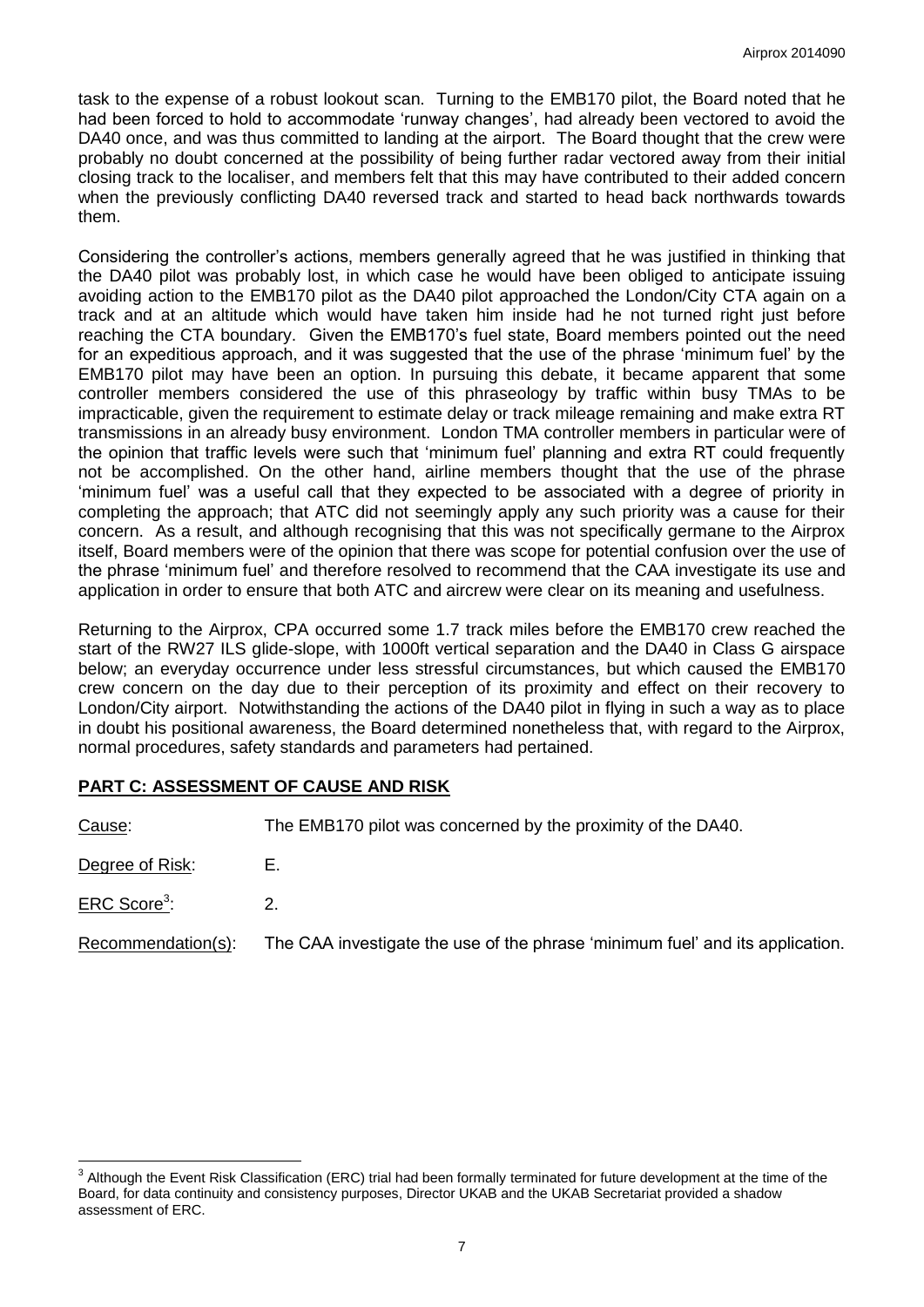task to the expense of a robust lookout scan. Turning to the EMB170 pilot, the Board noted that he had been forced to hold to accommodate 'runway changes', had already been vectored to avoid the DA40 once, and was thus committed to landing at the airport. The Board thought that the crew were probably no doubt concerned at the possibility of being further radar vectored away from their initial closing track to the localiser, and members felt that this may have contributed to their added concern when the previously conflicting DA40 reversed track and started to head back northwards towards them.

Considering the controller's actions, members generally agreed that he was justified in thinking that the DA40 pilot was probably lost, in which case he would have been obliged to anticipate issuing avoiding action to the EMB170 pilot as the DA40 pilot approached the London/City CTA again on a track and at an altitude which would have taken him inside had he not turned right just before reaching the CTA boundary. Given the EMB170's fuel state, Board members pointed out the need for an expeditious approach, and it was suggested that the use of the phrase 'minimum fuel' by the EMB170 pilot may have been an option. In pursuing this debate, it became apparent that some controller members considered the use of this phraseology by traffic within busy TMAs to be impracticable, given the requirement to estimate delay or track mileage remaining and make extra RT transmissions in an already busy environment. London TMA controller members in particular were of the opinion that traffic levels were such that 'minimum fuel' planning and extra RT could frequently not be accomplished. On the other hand, airline members thought that the use of the phrase 'minimum fuel' was a useful call that they expected to be associated with a degree of priority in completing the approach; that ATC did not seemingly apply any such priority was a cause for their concern. As a result, and although recognising that this was not specifically germane to the Airprox itself, Board members were of the opinion that there was scope for potential confusion over the use of the phrase 'minimum fuel' and therefore resolved to recommend that the CAA investigate its use and application in order to ensure that both ATC and aircrew were clear on its meaning and usefulness.

Returning to the Airprox, CPA occurred some 1.7 track miles before the EMB170 crew reached the start of the RW27 ILS glide-slope, with 1000ft vertical separation and the DA40 in Class G airspace below; an everyday occurrence under less stressful circumstances, but which caused the EMB170 crew concern on the day due to their perception of its proximity and effect on their recovery to London/City airport. Notwithstanding the actions of the DA40 pilot in flying in such a way as to place in doubt his positional awareness, the Board determined nonetheless that, with regard to the Airprox, normal procedures, safety standards and parameters had pertained.

## PART C: ASSESSMENT OF CAUSE AND RISK

| | |
|---|---|
| Cause: | The EMB170 pilot was concerned by the proximity of the DA40. |
| Degree of Risk: | E. |
| ERC Score[3]: | 2. |
| Recommendation(s): | The CAA investigate the use of the phrase 'minimum fuel' and its application. |

[3] Although the Event Risk Classification (ERC) trial had been formally terminated for future development at the time of the Board, for data continuity and consistency purposes, Director UKAB and the UKAB Secretariat provided a shadow assessment of ERC.